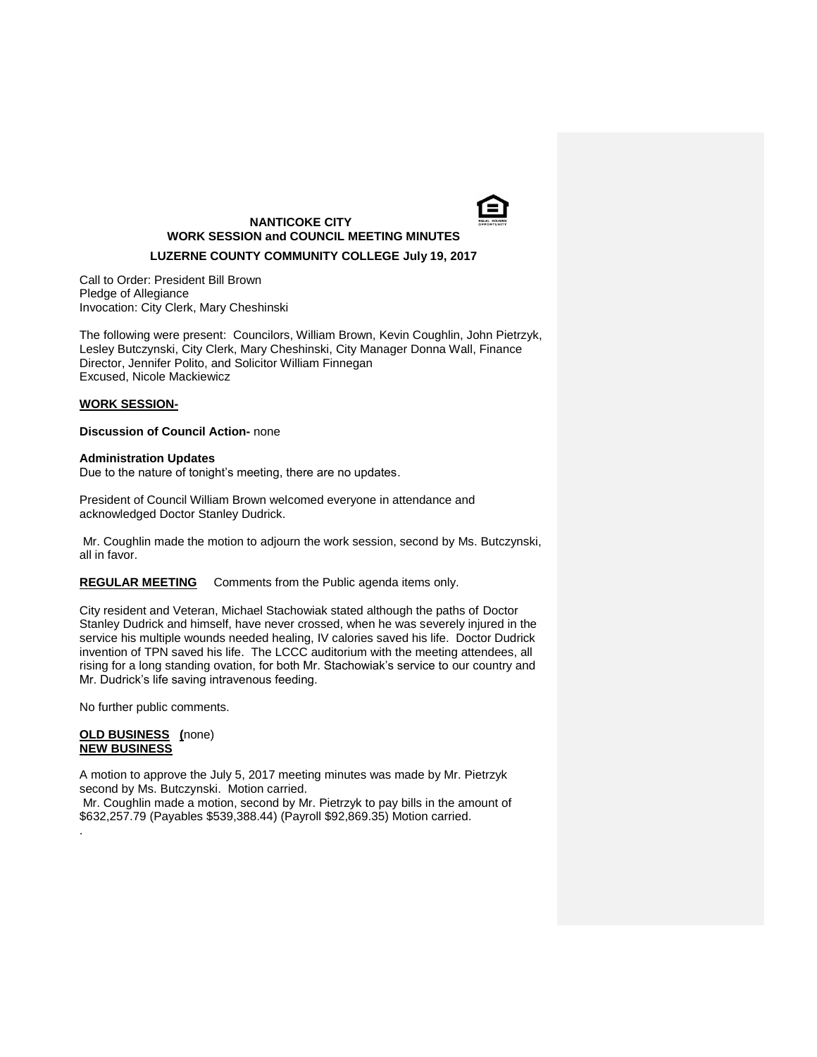**NANTICOKE CITY**
**WORK SESSION and COUNCIL MEETING MINUTES**
**LUZERNE COUNTY COMMUNITY COLLEGE July 19, 2017**

Call to Order: President Bill Brown
Pledge of Allegiance
Invocation: City Clerk, Mary Cheshinski

The following were present: Councilors, William Brown, Kevin Coughlin, John Pietrzyk, Lesley Butczynski, City Clerk, Mary Cheshinski, City Manager Donna Wall, Finance Director, Jennifer Polito, and Solicitor William Finnegan
Excused, Nicole Mackiewicz

**WORK SESSION-**

**Discussion of Council Action-** none

**Administration Updates**
Due to the nature of tonight's meeting, there are no updates.

President of Council William Brown welcomed everyone in attendance and acknowledged Doctor Stanley Dudrick.

Mr. Coughlin made the motion to adjourn the work session, second by Ms. Butczynski, all in favor.

**REGULAR MEETING** Comments from the Public agenda items only.

City resident and Veteran, Michael Stachowiak stated although the paths of Doctor Stanley Dudrick and himself, have never crossed, when he was severely injured in the service his multiple wounds needed healing, IV calories saved his life. Doctor Dudrick invention of TPN saved his life. The LCCC auditorium with the meeting attendees, all rising for a long standing ovation, for both Mr. Stachowiak's service to our country and Mr. Dudrick's life saving intravenous feeding.

No further public comments.

**OLD BUSINESS** (none)
**NEW BUSINESS**

A motion to approve the July 5, 2017 meeting minutes was made by Mr. Pietrzyk second by Ms. Butczynski. Motion carried.
Mr. Coughlin made a motion, second by Mr. Pietrzyk to pay bills in the amount of $632,257.79 (Payables $539,388.44) (Payroll $92,869.35) Motion carried.
.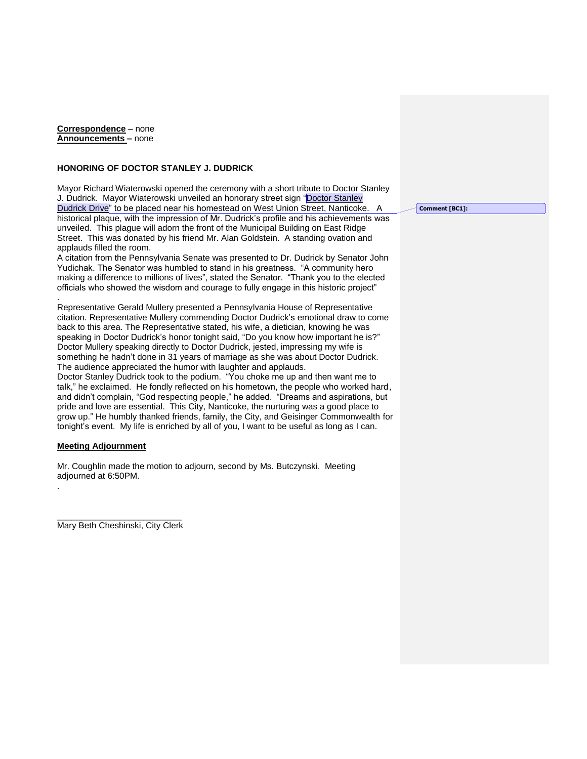**Correspondence** – none
**Announcements –** none

**HONORING OF DOCTOR STANLEY J. DUDRICK**

Mayor Richard Wiaterowski opened the ceremony with a short tribute to Doctor Stanley J. Dudrick. Mayor Wiaterowski unveiled an honorary street sign "Doctor Stanley Dudrick Drive" to be placed near his homestead on West Union Street, Nanticoke. A historical plaque, with the impression of Mr. Dudrick's profile and his achievements was unveiled. This plague will adorn the front of the Municipal Building on East Ridge Street. This was donated by his friend Mr. Alan Goldstein. A standing ovation and applauds filled the room.

Comment [BC1]:

A citation from the Pennsylvania Senate was presented to Dr. Dudrick by Senator John Yudichak. The Senator was humbled to stand in his greatness. "A community hero making a difference to millions of lives", stated the Senator. "Thank you to the elected officials who showed the wisdom and courage to fully engage in this historic project"

.

Representative Gerald Mullery presented a Pennsylvania House of Representative citation. Representative Mullery commending Doctor Dudrick's emotional draw to come back to this area. The Representative stated, his wife, a dietician, knowing he was speaking in Doctor Dudrick's honor tonight said, "Do you know how important he is?" Doctor Mullery speaking directly to Doctor Dudrick, jested, impressing my wife is something he hadn't done in 31 years of marriage as she was about Doctor Dudrick. The audience appreciated the humor with laughter and applauds.

Doctor Stanley Dudrick took to the podium. "You choke me up and then want me to talk," he exclaimed. He fondly reflected on his hometown, the people who worked hard, and didn't complain, "God respecting people," he added. "Dreams and aspirations, but pride and love are essential. This City, Nanticoke, the nurturing was a good place to grow up." He humbly thanked friends, family, the City, and Geisinger Commonwealth for tonight's event. My life is enriched by all of you, I want to be useful as long as I can.

**Meeting Adjournment**

Mr. Coughlin made the motion to adjourn, second by Ms. Butczynski. Meeting adjourned at 6:50PM.

.

\_\_\_\_\_\_\_\_\_\_\_\_\_\_\_\_\_\_\_\_\_\_\_\_\_\_\_\_

Mary Beth Cheshinski, City Clerk